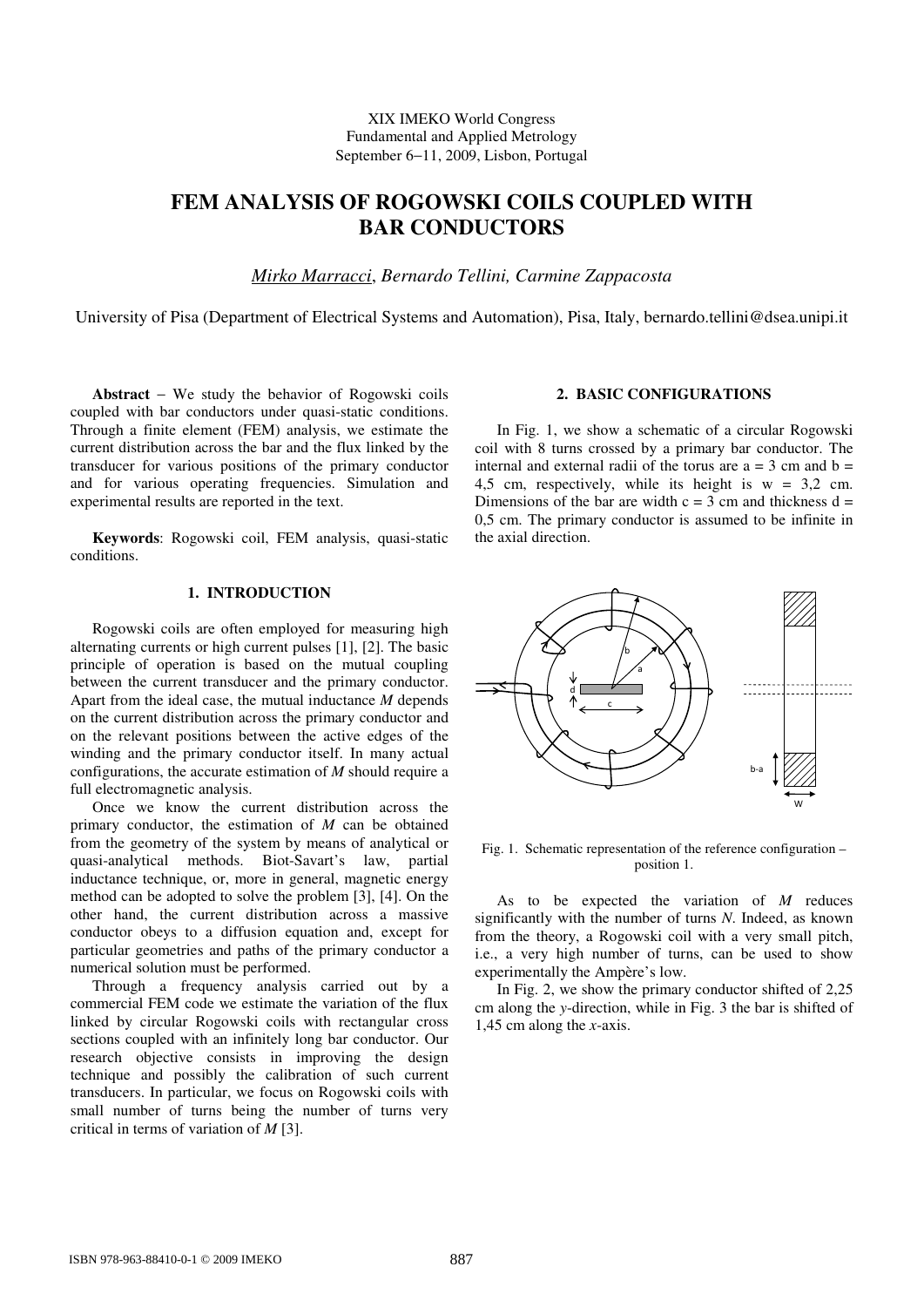XIX IMEKO World Congress
Fundamental and Applied Metrology
September 6−11, 2009, Lisbon, Portugal

# FEM ANALYSIS OF ROGOWSKI COILS COUPLED WITH BAR CONDUCTORS

*Mirko Marracci*, Bernardo Tellini, Carmine Zappacosta

University of Pisa (Department of Electrical Systems and Automation), Pisa, Italy, bernardo.tellini@dsea.unipi.it

**Abstract** − We study the behavior of Rogowski coils coupled with bar conductors under quasi-static conditions. Through a finite element (FEM) analysis, we estimate the current distribution across the bar and the flux linked by the transducer for various positions of the primary conductor and for various operating frequencies. Simulation and experimental results are reported in the text.

**Keywords**: Rogowski coil, FEM analysis, quasi-static conditions.

## 1. INTRODUCTION

Rogowski coils are often employed for measuring high alternating currents or high current pulses [1], [2]. The basic principle of operation is based on the mutual coupling between the current transducer and the primary conductor. Apart from the ideal case, the mutual inductance *M* depends on the current distribution across the primary conductor and on the relevant positions between the active edges of the winding and the primary conductor itself. In many actual configurations, the accurate estimation of *M* should require a full electromagnetic analysis.

Once we know the current distribution across the primary conductor, the estimation of *M* can be obtained from the geometry of the system by means of analytical or quasi-analytical methods. Biot-Savart's law, partial inductance technique, or, more in general, magnetic energy method can be adopted to solve the problem [3], [4]. On the other hand, the current distribution across a massive conductor obeys to a diffusion equation and, except for particular geometries and paths of the primary conductor a numerical solution must be performed.

Through a frequency analysis carried out by a commercial FEM code we estimate the variation of the flux linked by circular Rogowski coils with rectangular cross sections coupled with an infinitely long bar conductor. Our research objective consists in improving the design technique and possibly the calibration of such current transducers. In particular, we focus on Rogowski coils with small number of turns being the number of turns very critical in terms of variation of *M* [3].

## 2. BASIC CONFIGURATIONS

In Fig. 1, we show a schematic of a circular Rogowski coil with 8 turns crossed by a primary bar conductor. The internal and external radii of the torus are a = 3 cm and b = 4,5 cm, respectively, while its height is w = 3,2 cm. Dimensions of the bar are width c = 3 cm and thickness d = 0,5 cm. The primary conductor is assumed to be infinite in the axial direction.

Fig. 1. Schematic representation of the reference configuration – position 1.

As to be expected the variation of *M* reduces significantly with the number of turns *N*. Indeed, as known from the theory, a Rogowski coil with a very small pitch, i.e., a very high number of turns, can be used to show experimentally the Ampère's low.

In Fig. 2, we show the primary conductor shifted of 2,25 cm along the *y*-direction, while in Fig. 3 the bar is shifted of 1,45 cm along the *x*-axis.

ISBN 978-963-88410-0-1 © 2009 IMEKO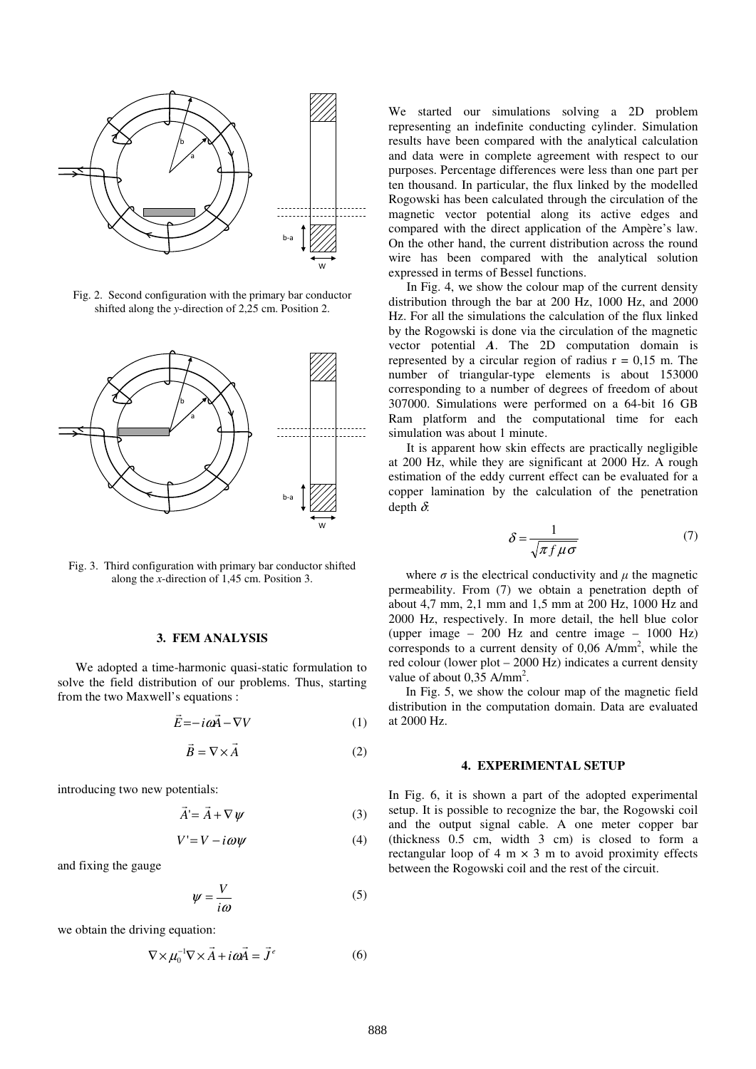Fig. 2. Second configuration with the primary bar conductor shifted along the *y*-direction of 2,25 cm. Position 2.

Fig. 3. Third configuration with primary bar conductor shifted along the *x*-direction of 1,45 cm. Position 3.

## 3. FEM ANALYSIS

We adopted a time-harmonic quasi-static formulation to solve the field distribution of our problems. Thus, starting from the two Maxwell's equations :

$$\vec{E} = -i\omega\vec{A} - \nabla V \tag{1}$$

$$\vec{B} = \nabla \times \vec{A} \tag{2}$$

introducing two new potentials:

$$\vec{A}' = \vec{A} + \nabla\psi \tag{3}$$

$$V' = V - i\omega\psi \tag{4}$$

and fixing the gauge

$$\psi = \frac{V}{i\omega} \tag{5}$$

we obtain the driving equation:

$$\nabla \times \mu_0^{-1} \nabla \times \vec{A} + i\omega\vec{A} = \vec{J}^e \tag{6}$$

We started our simulations solving a 2D problem representing an indefinite conducting cylinder. Simulation results have been compared with the analytical calculation and data were in complete agreement with respect to our purposes. Percentage differences were less than one part per ten thousand. In particular, the flux linked by the modelled Rogowski has been calculated through the circulation of the magnetic vector potential along its active edges and compared with the direct application of the Ampère's law. On the other hand, the current distribution across the round wire has been compared with the analytical solution expressed in terms of Bessel functions.

In Fig. 4, we show the colour map of the current density distribution through the bar at 200 Hz, 1000 Hz, and 2000 Hz. For all the simulations the calculation of the flux linked by the Rogowski is done via the circulation of the magnetic vector potential ***A***. The 2D computation domain is represented by a circular region of radius r = 0,15 m. The number of triangular-type elements is about 153000 corresponding to a number of degrees of freedom of about 307000. Simulations were performed on a 64-bit 16 GB Ram platform and the computational time for each simulation was about 1 minute.

It is apparent how skin effects are practically negligible at 200 Hz, while they are significant at 2000 Hz. A rough estimation of the eddy current effect can be evaluated for a copper lamination by the calculation of the penetration depth $\delta$:

$$\delta = \frac{1}{\sqrt{\pi f \mu \sigma}} \tag{7}$$

where $\sigma$ is the electrical conductivity and $\mu$ the magnetic permeability. From (7) we obtain a penetration depth of about 4,7 mm, 2,1 mm and 1,5 mm at 200 Hz, 1000 Hz and 2000 Hz, respectively. In more detail, the hell blue color (upper image – 200 Hz and centre image – 1000 Hz) corresponds to a current density of 0,06 A/mm$^2$, while the red colour (lower plot – 2000 Hz) indicates a current density value of about 0,35 A/mm$^2$.

In Fig. 5, we show the colour map of the magnetic field distribution in the computation domain. Data are evaluated at 2000 Hz.

## 4. EXPERIMENTAL SETUP

In Fig. 6, it is shown a part of the adopted experimental setup. It is possible to recognize the bar, the Rogowski coil and the output signal cable. A one meter copper bar (thickness 0.5 cm, width 3 cm) is closed to form a rectangular loop of 4 m × 3 m to avoid proximity effects between the Rogowski coil and the rest of the circuit.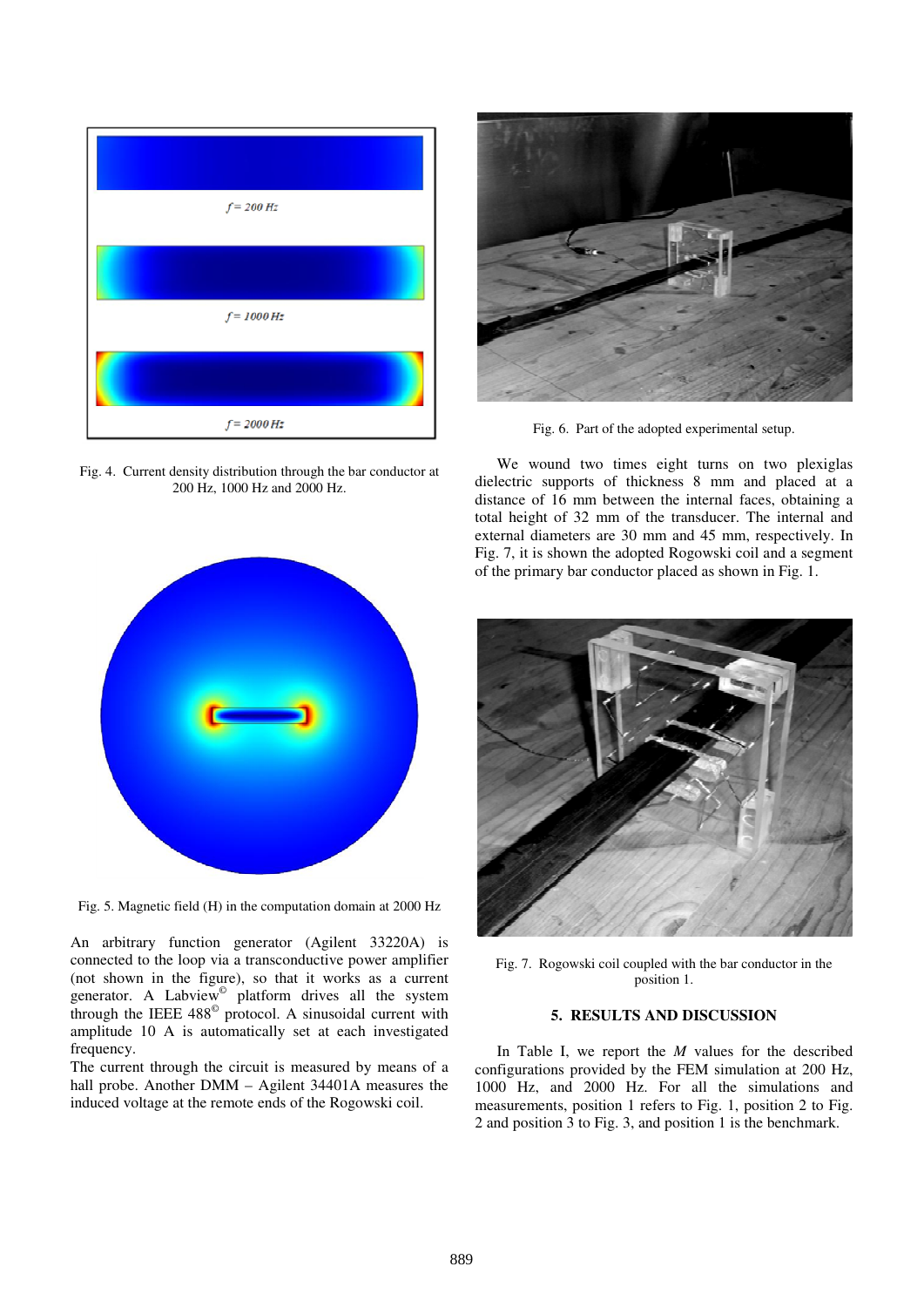Fig. 4. Current density distribution through the bar conductor at 200 Hz, 1000 Hz and 2000 Hz.

Fig. 5. Magnetic field (H) in the computation domain at 2000 Hz

An arbitrary function generator (Agilent 33220A) is connected to the loop via a transconductive power amplifier (not shown in the figure), so that it works as a current generator. A Labview© platform drives all the system through the IEEE 488© protocol. A sinusoidal current with amplitude 10 A is automatically set at each investigated frequency.

The current through the circuit is measured by means of a hall probe. Another DMM – Agilent 34401A measures the induced voltage at the remote ends of the Rogowski coil.

Fig. 6. Part of the adopted experimental setup.

We wound two times eight turns on two plexiglas dielectric supports of thickness 8 mm and placed at a distance of 16 mm between the internal faces, obtaining a total height of 32 mm of the transducer. The internal and external diameters are 30 mm and 45 mm, respectively. In Fig. 7, it is shown the adopted Rogowski coil and a segment of the primary bar conductor placed as shown in Fig. 1.

Fig. 7. Rogowski coil coupled with the bar conductor in the position 1.

## 5. RESULTS AND DISCUSSION

In Table I, we report the *M* values for the described configurations provided by the FEM simulation at 200 Hz, 1000 Hz, and 2000 Hz. For all the simulations and measurements, position 1 refers to Fig. 1, position 2 to Fig. 2 and position 3 to Fig. 3, and position 1 is the benchmark.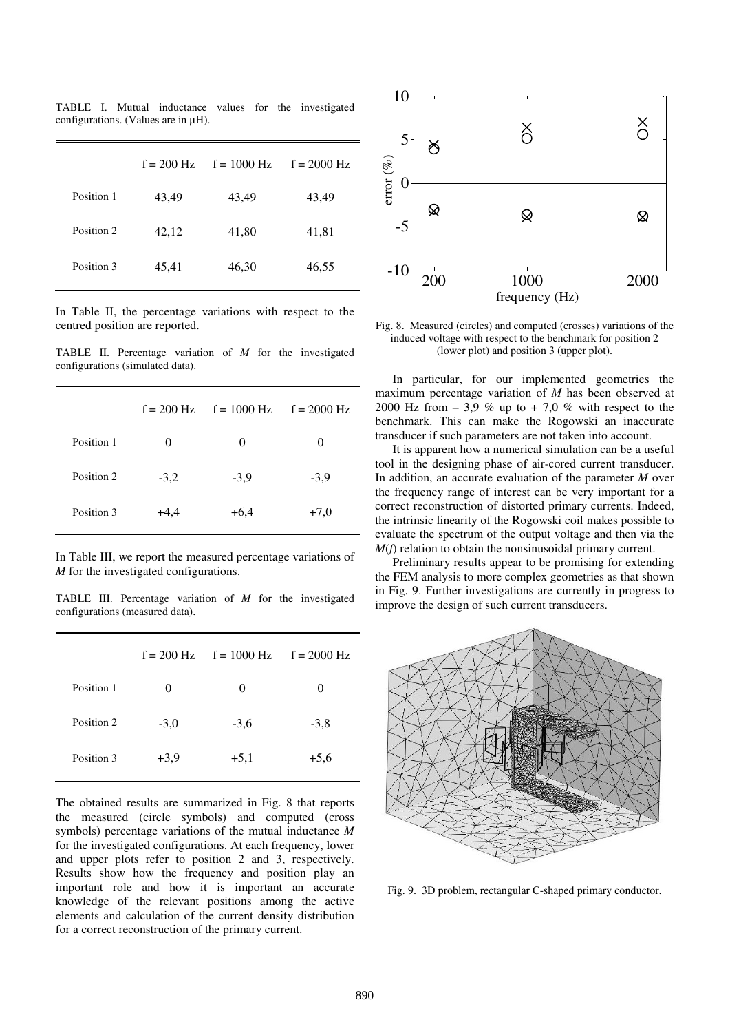TABLE I. Mutual inductance values for the investigated configurations. (Values are in μH).

| | f = 200 Hz | f = 1000 Hz | f = 2000 Hz |
|---|---|---|---|
| Position 1 | 43,49 | 43,49 | 43,49 |
| Position 2 | 42,12 | 41,80 | 41,81 |
| Position 3 | 45,41 | 46,30 | 46,55 |

In Table II, the percentage variations with respect to the centred position are reported.

TABLE II. Percentage variation of *M* for the investigated configurations (simulated data).

| | f = 200 Hz | f = 1000 Hz | f = 2000 Hz |
|---|---|---|---|
| Position 1 | 0 | 0 | 0 |
| Position 2 | -3,2 | -3,9 | -3,9 |
| Position 3 | +4,4 | +6,4 | +7,0 |

In Table III, we report the measured percentage variations of *M* for the investigated configurations.

TABLE III. Percentage variation of *M* for the investigated configurations (measured data).

| | f = 200 Hz | f = 1000 Hz | f = 2000 Hz |
|---|---|---|---|
| Position 1 | 0 | 0 | 0 |
| Position 2 | -3,0 | -3,6 | -3,8 |
| Position 3 | +3,9 | +5,1 | +5,6 |

The obtained results are summarized in Fig. 8 that reports the measured (circle symbols) and computed (cross symbols) percentage variations of the mutual inductance *M* for the investigated configurations. At each frequency, lower and upper plots refer to position 2 and 3, respectively. Results show how the frequency and position play an important role and how it is important an accurate knowledge of the relevant positions among the active elements and calculation of the current density distribution for a correct reconstruction of the primary current.

Fig. 8. Measured (circles) and computed (crosses) variations of the induced voltage with respect to the benchmark for position 2 (lower plot) and position 3 (upper plot).

In particular, for our implemented geometries the maximum percentage variation of *M* has been observed at 2000 Hz from – 3,9 % up to + 7,0 % with respect to the benchmark. This can make the Rogowski an inaccurate transducer if such parameters are not taken into account.

It is apparent how a numerical simulation can be a useful tool in the designing phase of air-cored current transducer. In addition, an accurate evaluation of the parameter *M* over the frequency range of interest can be very important for a correct reconstruction of distorted primary currents. Indeed, the intrinsic linearity of the Rogowski coil makes possible to evaluate the spectrum of the output voltage and then via the $M(f)$ relation to obtain the nonsinusoidal primary current.

Preliminary results appear to be promising for extending the FEM analysis to more complex geometries as that shown in Fig. 9. Further investigations are currently in progress to improve the design of such current transducers.

Fig. 9. 3D problem, rectangular C-shaped primary conductor.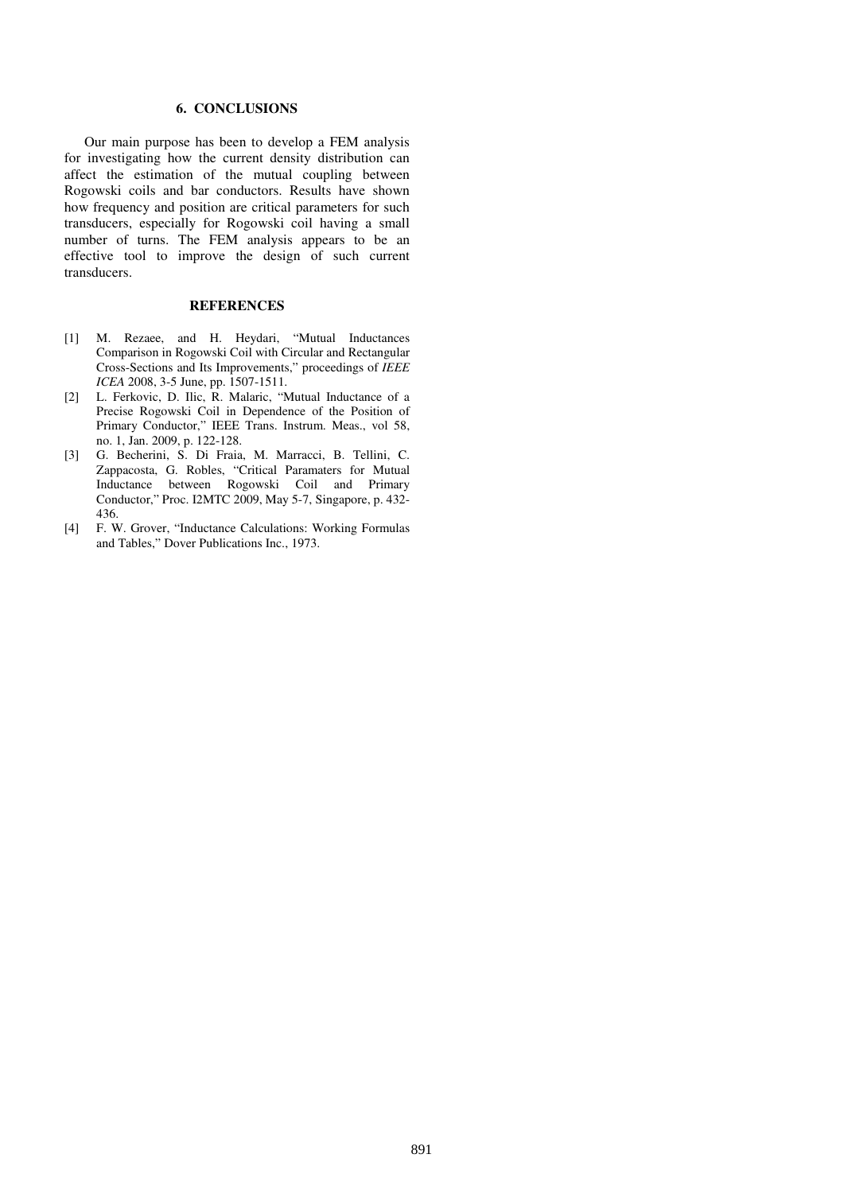## 6. CONCLUSIONS

Our main purpose has been to develop a FEM analysis for investigating how the current density distribution can affect the estimation of the mutual coupling between Rogowski coils and bar conductors. Results have shown how frequency and position are critical parameters for such transducers, especially for Rogowski coil having a small number of turns. The FEM analysis appears to be an effective tool to improve the design of such current transducers.

## REFERENCES

[1] M. Rezaee, and H. Heydari, "Mutual Inductances Comparison in Rogowski Coil with Circular and Rectangular Cross-Sections and Its Improvements," proceedings of *IEEE ICEA* 2008, 3-5 June, pp. 1507-1511.

[2] L. Ferkovic, D. Ilic, R. Malaric, "Mutual Inductance of a Precise Rogowski Coil in Dependence of the Position of Primary Conductor," IEEE Trans. Instrum. Meas., vol 58, no. 1, Jan. 2009, p. 122-128.

[3] G. Becherini, S. Di Fraia, M. Marracci, B. Tellini, C. Zappacosta, G. Robles, "Critical Paramaters for Mutual Inductance between Rogowski Coil and Primary Conductor," Proc. I2MTC 2009, May 5-7, Singapore, p. 432-436.

[4] F. W. Grover, "Inductance Calculations: Working Formulas and Tables," Dover Publications Inc., 1973.